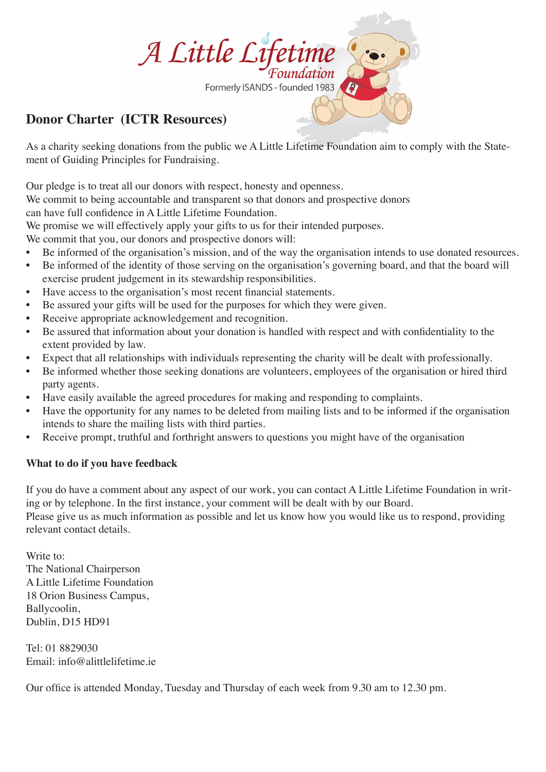A Little Lifetime Foundation

Formerly ISANDS - founded 1983

## Donor Charter (ICTR Resources)

As a charity seeking donations from the public we A Little Lifetime Foundation aim to comply with the Statement of Guiding Principles for Fundraising.

Our pledge is to treat all our donors with respect, honesty and openness.
We commit to being accountable and transparent so that donors and prospective donors can have full confidence in A Little Lifetime Foundation.
We promise we will effectively apply your gifts to us for their intended purposes.
We commit that you, our donors and prospective donors will:

- Be informed of the organisation's mission, and of the way the organisation intends to use donated resources.
- Be informed of the identity of those serving on the organisation's governing board, and that the board will exercise prudent judgement in its stewardship responsibilities.
- Have access to the organisation's most recent financial statements.
- Be assured your gifts will be used for the purposes for which they were given.
- Receive appropriate acknowledgement and recognition.
- Be assured that information about your donation is handled with respect and with confidentiality to the extent provided by law.
- Expect that all relationships with individuals representing the charity will be dealt with professionally.
- Be informed whether those seeking donations are volunteers, employees of the organisation or hired third party agents.
- Have easily available the agreed procedures for making and responding to complaints.
- Have the opportunity for any names to be deleted from mailing lists and to be informed if the organisation intends to share the mailing lists with third parties.
- Receive prompt, truthful and forthright answers to questions you might have of the organisation

**What to do if you have feedback**

If you do have a comment about any aspect of our work, you can contact A Little Lifetime Foundation in writing or by telephone. In the first instance, your comment will be dealt with by our Board.
Please give us as much information as possible and let us know how you would like us to respond, providing relevant contact details.

Write to:
The National Chairperson
A Little Lifetime Foundation
18 Orion Business Campus,
Ballycoolin,
Dublin, D15 HD91

Tel: 01 8829030
Email: info@alittlelifetime.ie

Our office is attended Monday, Tuesday and Thursday of each week from 9.30 am to 12.30 pm.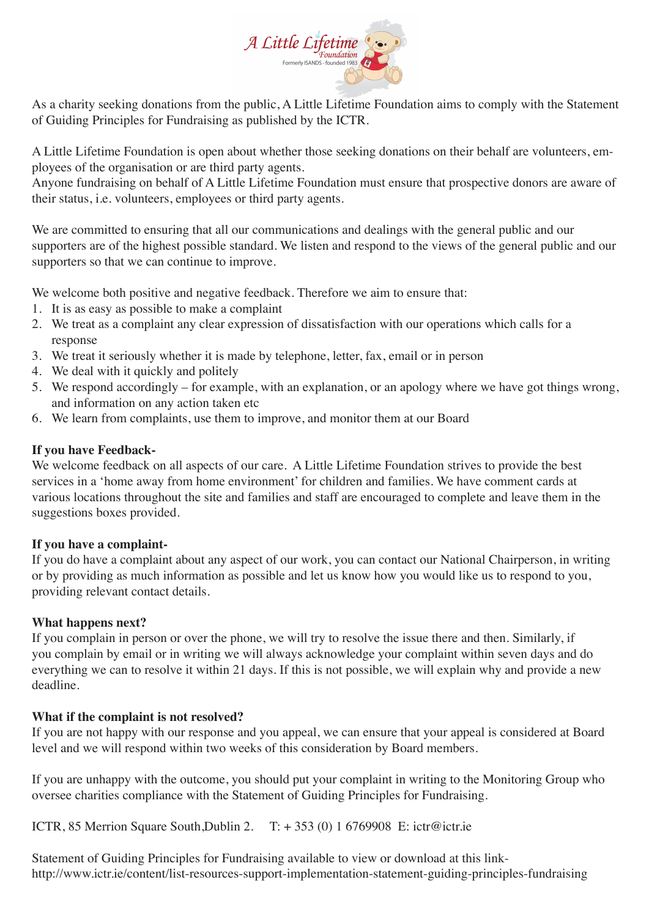As a charity seeking donations from the public, A Little Lifetime Foundation aims to comply with the Statement of Guiding Principles for Fundraising as published by the ICTR.

A Little Lifetime Foundation is open about whether those seeking donations on their behalf are volunteers, employees of the organisation or are third party agents.
Anyone fundraising on behalf of A Little Lifetime Foundation must ensure that prospective donors are aware of their status, i.e. volunteers, employees or third party agents.

We are committed to ensuring that all our communications and dealings with the general public and our supporters are of the highest possible standard. We listen and respond to the views of the general public and our supporters so that we can continue to improve.

We welcome both positive and negative feedback. Therefore we aim to ensure that:

1. It is as easy as possible to make a complaint
2. We treat as a complaint any clear expression of dissatisfaction with our operations which calls for a response
3. We treat it seriously whether it is made by telephone, letter, fax, email or in person
4. We deal with it quickly and politely
5. We respond accordingly – for example, with an explanation, or an apology where we have got things wrong, and information on any action taken etc
6. We learn from complaints, use them to improve, and monitor them at our Board

**If you have Feedback-**
We welcome feedback on all aspects of our care. A Little Lifetime Foundation strives to provide the best services in a 'home away from home environment' for children and families. We have comment cards at various locations throughout the site and families and staff are encouraged to complete and leave them in the suggestions boxes provided.

**If you have a complaint-**
If you do have a complaint about any aspect of our work, you can contact our National Chairperson, in writing or by providing as much information as possible and let us know how you would like us to respond to you, providing relevant contact details.

**What happens next?**
If you complain in person or over the phone, we will try to resolve the issue there and then. Similarly, if you complain by email or in writing we will always acknowledge your complaint within seven days and do everything we can to resolve it within 21 days. If this is not possible, we will explain why and provide a new deadline.

**What if the complaint is not resolved?**
If you are not happy with our response and you appeal, we can ensure that your appeal is considered at Board level and we will respond within two weeks of this consideration by Board members.

If you are unhappy with the outcome, you should put your complaint in writing to the Monitoring Group who oversee charities compliance with the Statement of Guiding Principles for Fundraising.

ICTR, 85 Merrion Square South,Dublin 2. T: + 353 (0) 1 6769908 E: ictr@ictr.ie

Statement of Guiding Principles for Fundraising available to view or download at this link-
http://www.ictr.ie/content/list-resources-support-implementation-statement-guiding-principles-fundraising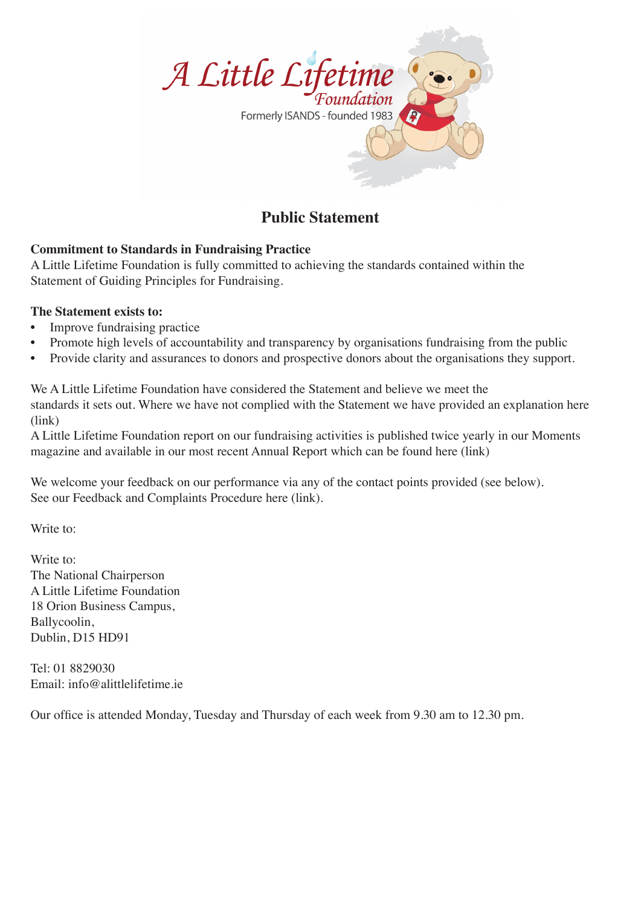# Public Statement

**Commitment to Standards in Fundraising Practice**
A Little Lifetime Foundation is fully committed to achieving the standards contained within the Statement of Guiding Principles for Fundraising.

**The Statement exists to:**

- Improve fundraising practice
- Promote high levels of accountability and transparency by organisations fundraising from the public
- Provide clarity and assurances to donors and prospective donors about the organisations they support.

We A Little Lifetime Foundation have considered the Statement and believe we meet the standards it sets out. Where we have not complied with the Statement we have provided an explanation here (link)
A Little Lifetime Foundation report on our fundraising activities is published twice yearly in our Moments magazine and available in our most recent Annual Report which can be found here (link)

We welcome your feedback on our performance via any of the contact points provided (see below).
See our Feedback and Complaints Procedure here (link).

Write to:

Write to:
The National Chairperson
A Little Lifetime Foundation
18 Orion Business Campus,
Ballycoolin,
Dublin, D15 HD91

Tel: 01 8829030
Email: info@alittlelifetime.ie

Our office is attended Monday, Tuesday and Thursday of each week from 9.30 am to 12.30 pm.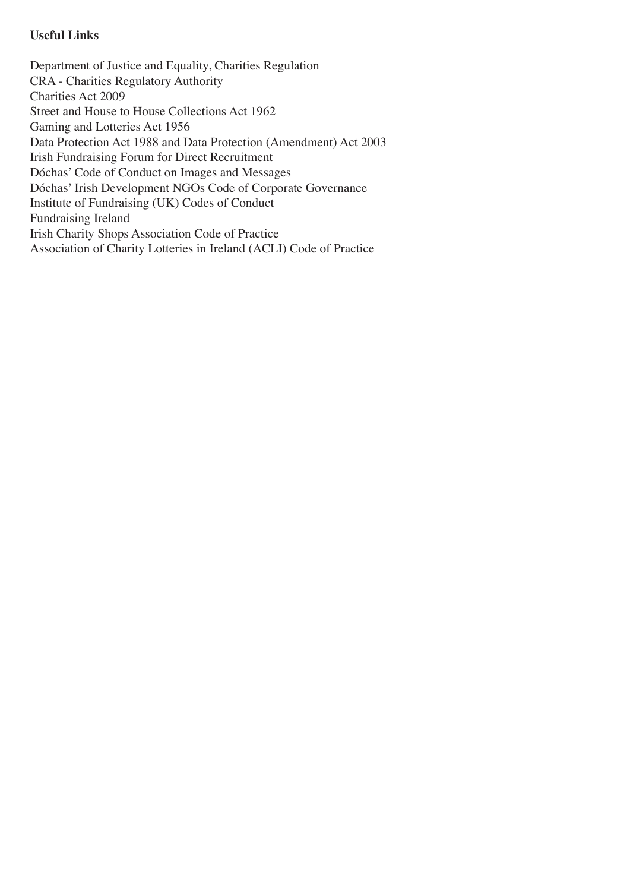**Useful Links**

Department of Justice and Equality, Charities Regulation
CRA - Charities Regulatory Authority
Charities Act 2009
Street and House to House Collections Act 1962
Gaming and Lotteries Act 1956
Data Protection Act 1988 and Data Protection (Amendment) Act 2003
Irish Fundraising Forum for Direct Recruitment
Dóchas' Code of Conduct on Images and Messages
Dóchas' Irish Development NGOs Code of Corporate Governance
Institute of Fundraising (UK) Codes of Conduct
Fundraising Ireland
Irish Charity Shops Association Code of Practice
Association of Charity Lotteries in Ireland (ACLI) Code of Practice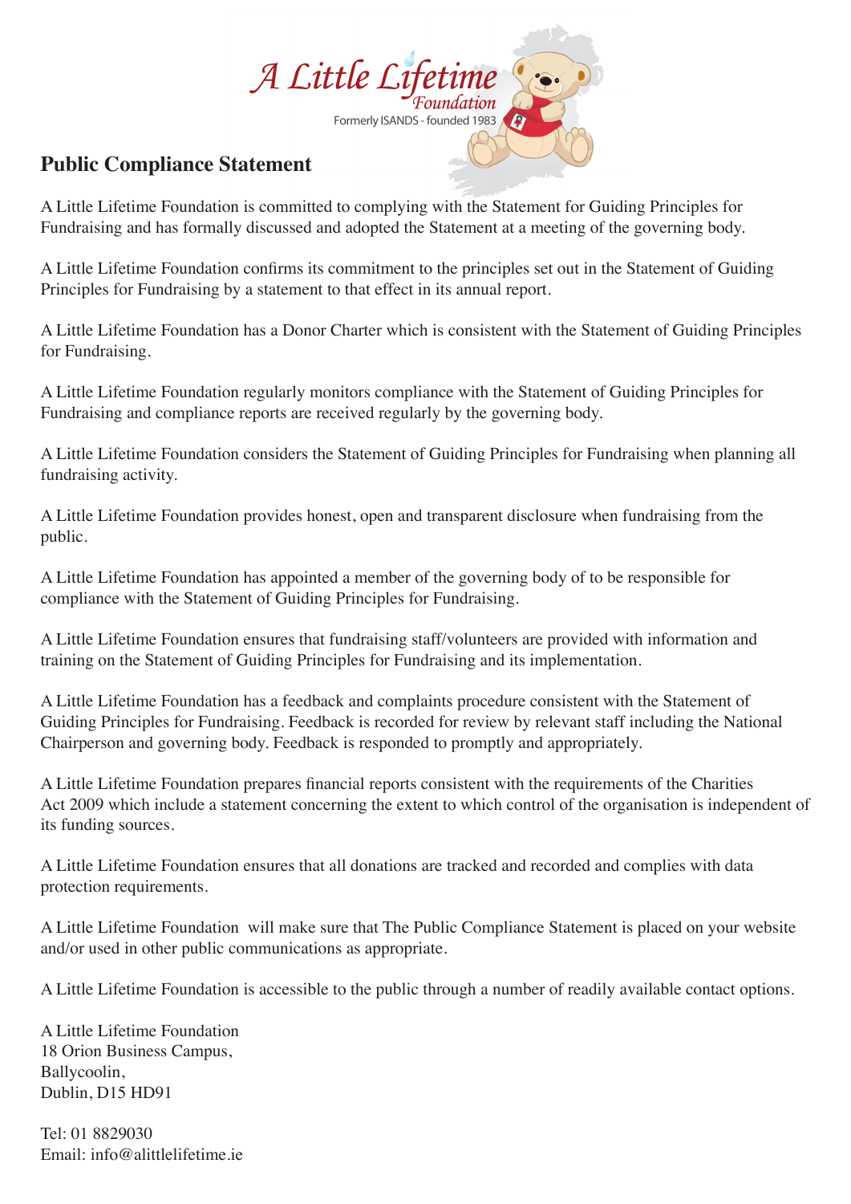A Little Lifetime Foundation

Formerly ISANDS - founded 1983

## Public Compliance Statement

A Little Lifetime Foundation is committed to complying with the Statement for Guiding Principles for Fundraising and has formally discussed and adopted the Statement at a meeting of the governing body.

A Little Lifetime Foundation confirms its commitment to the principles set out in the Statement of Guiding Principles for Fundraising by a statement to that effect in its annual report.

A Little Lifetime Foundation has a Donor Charter which is consistent with the Statement of Guiding Principles for Fundraising.

A Little Lifetime Foundation regularly monitors compliance with the Statement of Guiding Principles for Fundraising and compliance reports are received regularly by the governing body.

A Little Lifetime Foundation considers the Statement of Guiding Principles for Fundraising when planning all fundraising activity.

A Little Lifetime Foundation provides honest, open and transparent disclosure when fundraising from the public.

A Little Lifetime Foundation has appointed a member of the governing body of to be responsible for compliance with the Statement of Guiding Principles for Fundraising.

A Little Lifetime Foundation ensures that fundraising staff/volunteers are provided with information and training on the Statement of Guiding Principles for Fundraising and its implementation.

A Little Lifetime Foundation has a feedback and complaints procedure consistent with the Statement of Guiding Principles for Fundraising. Feedback is recorded for review by relevant staff including the National Chairperson and governing body. Feedback is responded to promptly and appropriately.

A Little Lifetime Foundation prepares financial reports consistent with the requirements of the Charities Act 2009 which include a statement concerning the extent to which control of the organisation is independent of its funding sources.

A Little Lifetime Foundation ensures that all donations are tracked and recorded and complies with data protection requirements.

A Little Lifetime Foundation will make sure that The Public Compliance Statement is placed on your website and/or used in other public communications as appropriate.

A Little Lifetime Foundation is accessible to the public through a number of readily available contact options.

A Little Lifetime Foundation
18 Orion Business Campus,
Ballycoolin,
Dublin, D15 HD91

Tel: 01 8829030
Email: info@alittlelifetime.ie